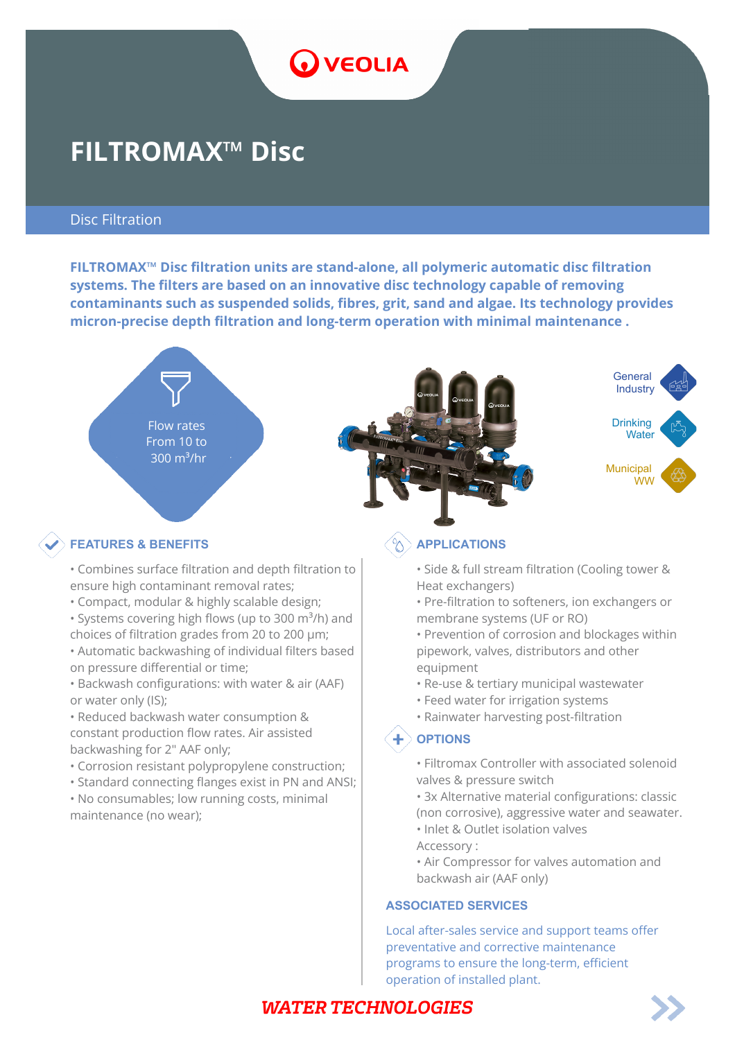# FILTROMAX™ Disc

## Disc Filtration

**FILTROMAX™ Disc filtration units are stand-alone, all polymeric automatic disc filtration systems. The filters are based on an innovative disc technology capable of removing contaminants such as suspended solids, fibres, grit, sand and algae. Its technology provides micron-precise depth filtration and long-term operation with minimal maintenance .**

Flow rates From 10 to 300 $m^3$/hr

General Industry

Drinking Water

Municipal WW

### FEATURES & BENEFITS

- Combines surface filtration and depth filtration to ensure high contaminant removal rates;
- Compact, modular & highly scalable design;
- Systems covering high flows (up to 300 $m^3$/h) and choices of filtration grades from 20 to 200 µm;
- Automatic backwashing of individual filters based on pressure differential or time;
- Backwash configurations: with water & air (AAF) or water only (IS);
- Reduced backwash water consumption & constant production flow rates. Air assisted backwashing for 2" AAF only;
- Corrosion resistant polypropylene construction;
- Standard connecting flanges exist in PN and ANSI;
- No consumables; low running costs, minimal maintenance (no wear);

### APPLICATIONS

- Side & full stream filtration (Cooling tower & Heat exchangers)
- Pre-filtration to softeners, ion exchangers or membrane systems (UF or RO)
- Prevention of corrosion and blockages within pipework, valves, distributors and other equipment
- Re-use & tertiary municipal wastewater
- Feed water for irrigation systems
- Rainwater harvesting post-filtration

### OPTIONS

- Filtromax Controller with associated solenoid valves & pressure switch
- 3x Alternative material configurations: classic (non corrosive), aggressive water and seawater.
- Inlet & Outlet isolation valves

Accessory :

- Air Compressor for valves automation and backwash air (AAF only)

### ASSOCIATED SERVICES

Local after-sales service and support teams offer preventative and corrective maintenance programs to ensure the long-term, efficient operation of installed plant.

***WATER TECHNOLOGIES***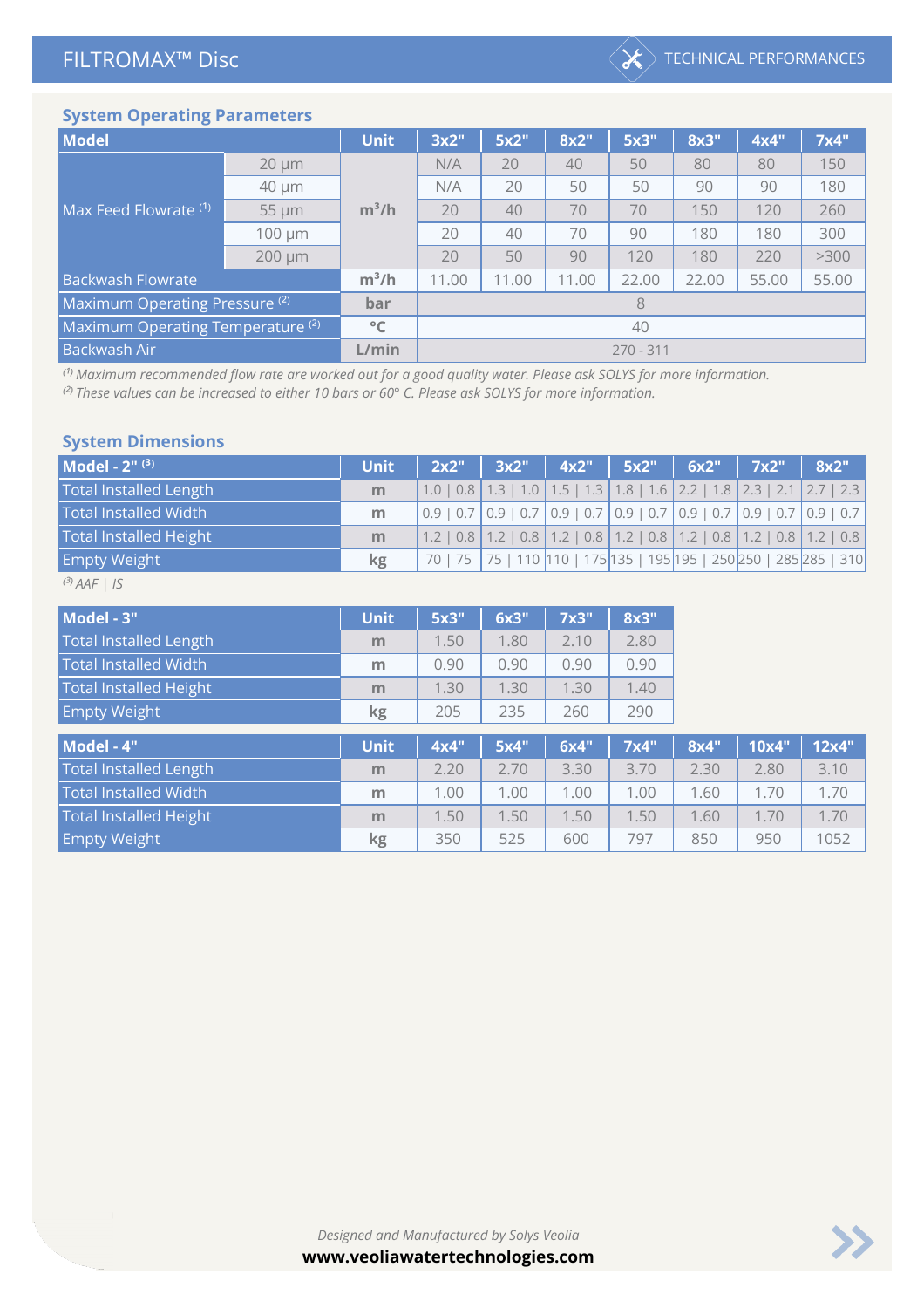## System Operating Parameters

| Model | | Unit | 3x2" | 5x2" | 8x2" | 5x3" | 8x3" | 4x4" | 7x4" |
|---|---|---|---|---|---|---|---|---|---|
| Max Feed Flowrate [1] | 20 µm | $m^3/h$ | N/A | 20 | 40 | 50 | 80 | 80 | 150 |
| | 40 µm | | N/A | 20 | 50 | 50 | 90 | 90 | 180 |
| | 55 µm | | 20 | 40 | 70 | 70 | 150 | 120 | 260 |
| | 100 µm | | 20 | 40 | 70 | 90 | 180 | 180 | 300 |
| | 200 µm | | 20 | 50 | 90 | 120 | 180 | 220 | >300 |
| Backwash Flowrate | | $m^3/h$ | 11.00 | 11.00 | 11.00 | 22.00 | 22.00 | 55.00 | 55.00 |
| Maximum Operating Pressure [2] | | bar | 8 | | | | | | |
| Maximum Operating Temperature [2] | | °C | 40 | | | | | | |
| Backwash Air | | L/min | 270 - 311 | | | | | | |

*[1] Maximum recommended flow rate are worked out for a good quality water. Please ask SOLYS for more information.*
*[2] These values can be increased to either 10 bars or 60° C. Please ask SOLYS for more information.*

## System Dimensions

| Model - 2" [3] | Unit | 2x2" | 3x2" | 4x2" | 5x2" | 6x2" | 7x2" | 8x2" |
|---|---|---|---|---|---|---|---|---|
| Total Installed Length | m | 1.0 \| 0.8 | 1.3 \| 1.0 | 1.5 \| 1.3 | 1.8 \| 1.6 | 2.2 \| 1.8 | 2.3 \| 2.1 | 2.7 \| 2.3 |
| Total Installed Width | m | 0.9 \| 0.7 | 0.9 \| 0.7 | 0.9 \| 0.7 | 0.9 \| 0.7 | 0.9 \| 0.7 | 0.9 \| 0.7 | 0.9 \| 0.7 |
| Total Installed Height | m | 1.2 \| 0.8 | 1.2 \| 0.8 | 1.2 \| 0.8 | 1.2 \| 0.8 | 1.2 \| 0.8 | 1.2 \| 0.8 | 1.2 \| 0.8 |
| Empty Weight | kg | 70 \| 75 | 75 \| 110 | 110 \| 175 | 135 \| 195 | 195 \| 250 | 250 \| 285 | 285 \| 310 |

*[3] AAF | IS*

| Model - 3" | Unit | 5x3" | 6x3" | 7x3" | 8x3" |
|---|---|---|---|---|---|
| Total Installed Length | m | 1.50 | 1.80 | 2.10 | 2.80 |
| Total Installed Width | m | 0.90 | 0.90 | 0.90 | 0.90 |
| Total Installed Height | m | 1.30 | 1.30 | 1.30 | 1.40 |
| Empty Weight | kg | 205 | 235 | 260 | 290 |

| Model - 4" | Unit | 4x4" | 5x4" | 6x4" | 7x4" | 8x4" | 10x4" | 12x4" |
|---|---|---|---|---|---|---|---|---|
| Total Installed Length | m | 2.20 | 2.70 | 3.30 | 3.70 | 2.30 | 2.80 | 3.10 |
| Total Installed Width | m | 1.00 | 1.00 | 1.00 | 1.00 | 1.60 | 1.70 | 1.70 |
| Total Installed Height | m | 1.50 | 1.50 | 1.50 | 1.50 | 1.60 | 1.70 | 1.70 |
| Empty Weight | kg | 350 | 525 | 600 | 797 | 850 | 950 | 1052 |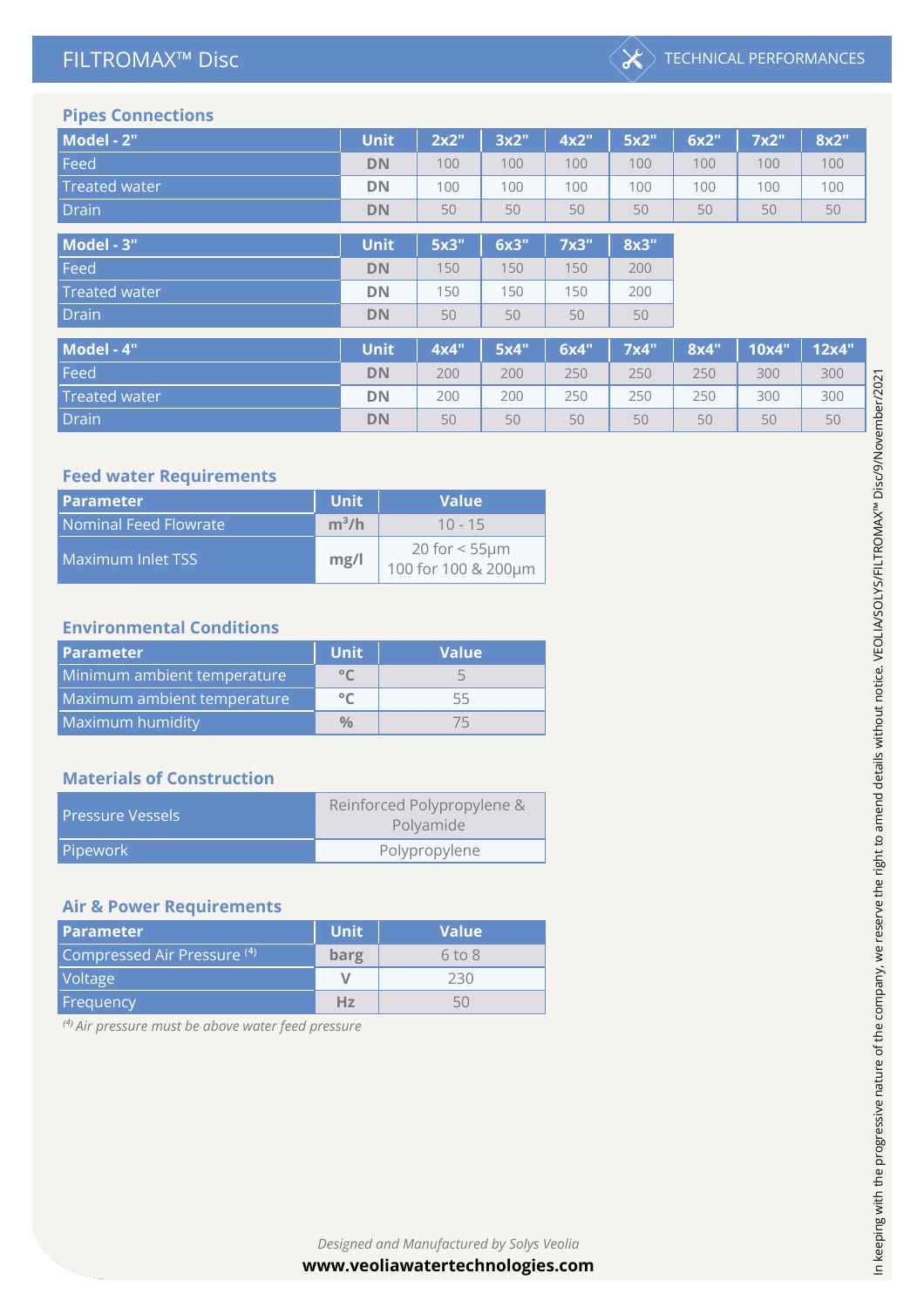# FILTROMAX™ Disc

TECHNICAL PERFORMANCES

## Pipes Connections

| Model - 2" | Unit | 2x2" | 3x2" | 4x2" | 5x2" | 6x2" | 7x2" | 8x2" |
|---|---|---|---|---|---|---|---|---|
| Feed | DN | 100 | 100 | 100 | 100 | 100 | 100 | 100 |
| Treated water | DN | 100 | 100 | 100 | 100 | 100 | 100 | 100 |
| Drain | DN | 50 | 50 | 50 | 50 | 50 | 50 | 50 |

| Model - 3" | Unit | 5x3" | 6x3" | 7x3" | 8x3" |
|---|---|---|---|---|---|
| Feed | DN | 150 | 150 | 150 | 200 |
| Treated water | DN | 150 | 150 | 150 | 200 |
| Drain | DN | 50 | 50 | 50 | 50 |

| Model - 4" | Unit | 4x4" | 5x4" | 6x4" | 7x4" | 8x4" | 10x4" | 12x4" |
|---|---|---|---|---|---|---|---|---|
| Feed | DN | 200 | 200 | 250 | 250 | 250 | 300 | 300 |
| Treated water | DN | 200 | 200 | 250 | 250 | 250 | 300 | 300 |
| Drain | DN | 50 | 50 | 50 | 50 | 50 | 50 | 50 |

## Feed water Requirements

| Parameter | Unit | Value |
|---|---|---|
| Nominal Feed Flowrate | $m^3/h$ | 10 - 15 |
| Maximum Inlet TSS | mg/l | 20 for < 55µm<br>100 for 100 & 200µm |

## Environmental Conditions

| Parameter | Unit | Value |
|---|---|---|
| Minimum ambient temperature | °C | 5 |
| Maximum ambient temperature | °C | 55 |
| Maximum humidity | % | 75 |

## Materials of Construction

| | |
|---|---|
| Pressure Vessels | Reinforced Polypropylene & Polyamide |
| Pipework | Polypropylene |

## Air & Power Requirements

| Parameter | Unit | Value |
|---|---|---|
| Compressed Air Pressure [4] | barg | 6 to 8 |
| Voltage | V | 230 |
| Frequency | Hz | 50 |

*[4] Air pressure must be above water feed pressure*

In keeping with the progressive nature of the company, we reserve the right to amend details without notice. VEOLIA/SOLYS/FILTROMAX™ Disc/9/November/2021

*Designed and Manufactured by Solys Veolia*

**www.veoliawatertechnologies.com**